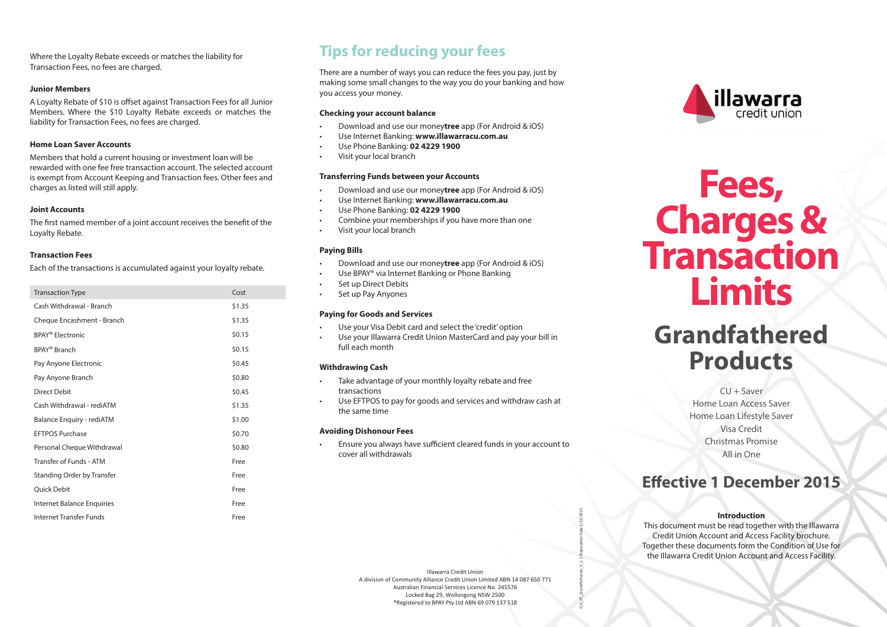Where the Loyalty Rebate exceeds or matches the liability for Transaction Fees, no fees are charged.

### Junior Members

A Loyalty Rebate of $10 is offset against Transaction Fees for all Junior Members. Where the $10 Loyalty Rebate exceeds or matches the liability for Transaction Fees, no fees are charged.

### Home Loan Saver Accounts

Members that hold a current housing or investment loan will be rewarded with one fee free transaction account. The selected account is exempt from Account Keeping and Transaction fees. Other fees and charges as listed will still apply.

### Joint Accounts

The first named member of a joint account receives the benefit of the Loyalty Rebate.

### Transaction Fees

Each of the transactions is accumulated against your loyalty rebate.

| Transaction Type | Cost |
|---|---|
| Cash Withdrawal - Branch | $1.35 |
| Cheque Encashment - Branch | $1.35 |
| BPAY® Electronic | $0.15 |
| BPAY® Branch | $0.15 |
| Pay Anyone Electronic | $0.45 |
| Pay Anyone Branch | $0.80 |
| Direct Debit | $0.45 |
| Cash Withdrawal - rediATM | $1.35 |
| Balance Enquiry - rediATM | $1.00 |
| EFTPOS Purchase | $0.70 |
| Personal Cheque Withdrawal | $0.80 |
| Transfer of Funds - ATM | Free |
| Standing Order by Transfer | Free |
| Quick Debit | Free |
| Internet Balance Enquiries | Free |
| Internet Transfer Funds | Free |

## Tips for reducing your fees

There are a number of ways you can reduce the fees you pay, just by making some small changes to the way you do your banking and how you access your money.

### Checking your account balance

- Download and use our money**tree** app (For Android & iOS)
- Use Internet Banking: **www.illawarracu.com.au**
- Use Phone Banking: **02 4229 1900**
- Visit your local branch

### Transferring Funds between your Accounts

- Download and use our money**tree** app (For Android & iOS)
- Use Internet Banking: **www.illawarracu.com.au**
- Use Phone Banking: **02 4229 1900**
- Combine your memberships if you have more than one
- Visit your local branch

### Paying Bills

- Download and use our money**tree** app (For Android & iOS)
- Use BPAY® via Internet Banking or Phone Banking
- Set up Direct Debits
- Set up Pay Anyones

### Paying for Goods and Services

- Use your Visa Debit card and select the 'credit' option
- Use your Illawarra Credit Union MasterCard and pay your bill in full each month

### Withdrawing Cash

- Take advantage of your monthly loyalty rebate and free transactions
- Use EFTPOS to pay for goods and services and withdraw cash at the same time

### Avoiding Dishonour Fees

- Ensure you always have sufficient cleared funds in your account to cover all withdrawals

Illawarra Credit Union
A division of Community Alliance Credit Union Limited ABN 14 087 650 771
Australian Financial Services Licence No. 245576
Locked Bag 29, Wollongong NSW 2500
®Registered to BPAY Pty Ltd ABN 69 079 137 518

illawarra credit union

# Fees, Charges & Transaction Limits

## Grandfathered Products

CU + Saver
Home Loan Access Saver
Home Loan Lifestyle Saver
Visa Credit
Christmas Promise
All in One

## Effective 1 December 2015

### Introduction

This document must be read together with the Illawarra Credit Union Account and Access Facility brochure. Together these documents form the Condition of Use for the Illawarra Credit Union Account and Access Facility.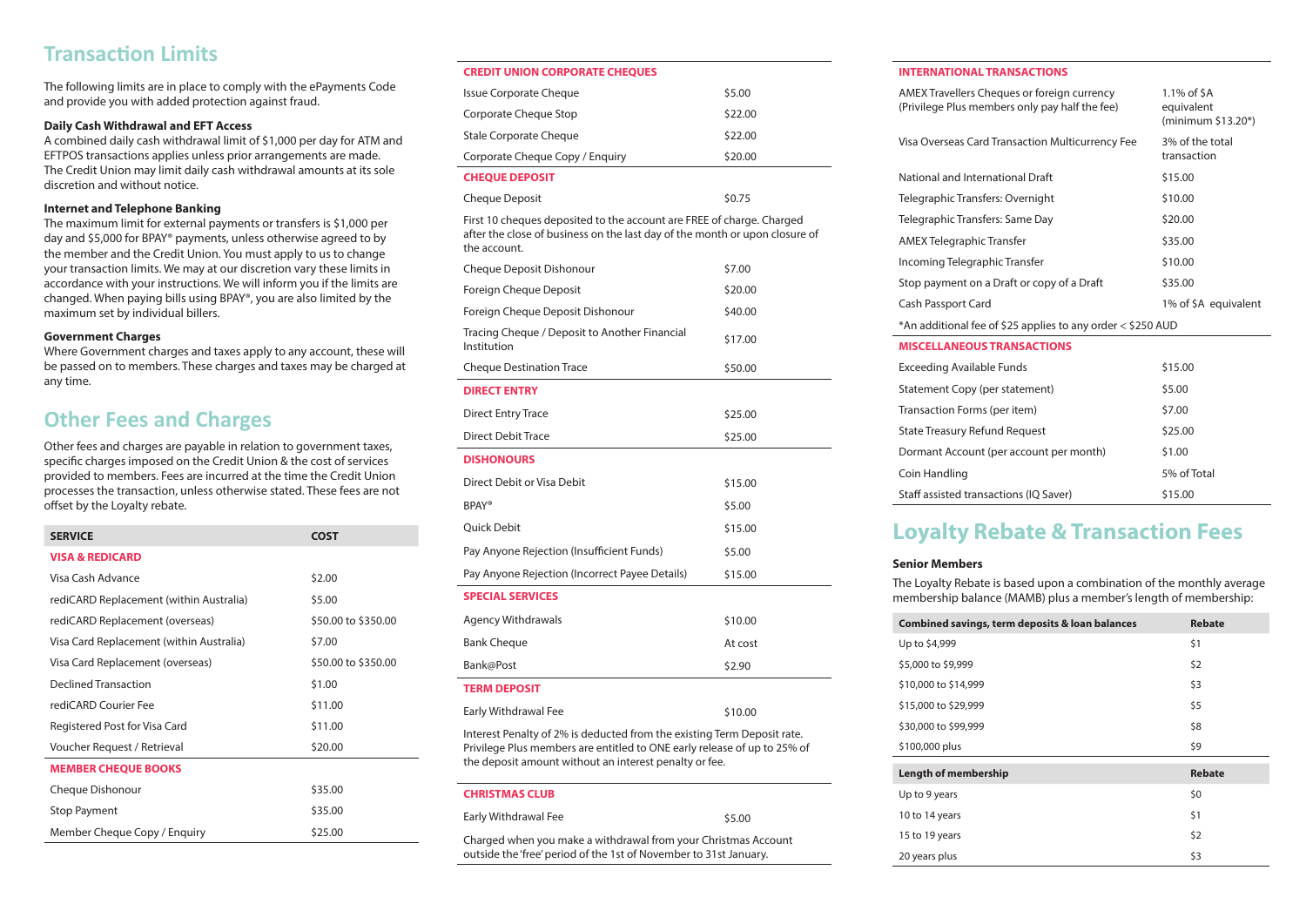## Transaction Limits

The following limits are in place to comply with the ePayments Code and provide you with added protection against fraud.

**Daily Cash Withdrawal and EFT Access**

A combined daily cash withdrawal limit of $1,000 per day for ATM and EFTPOS transactions applies unless prior arrangements are made. The Credit Union may limit daily cash withdrawal amounts at its sole discretion and without notice.

**Internet and Telephone Banking**

The maximum limit for external payments or transfers is $1,000 per day and $5,000 for BPAY® payments, unless otherwise agreed to by the member and the Credit Union. You must apply to us to change your transaction limits. We may at our discretion vary these limits in accordance with your instructions. We will inform you if the limits are changed. When paying bills using BPAY®, you are also limited by the maximum set by individual billers.

**Government Charges**

Where Government charges and taxes apply to any account, these will be passed on to members. These charges and taxes may be charged at any time.

## Other Fees and Charges

Other fees and charges are payable in relation to government taxes, specific charges imposed on the Credit Union & the cost of services provided to members. Fees are incurred at the time the Credit Union processes the transaction, unless otherwise stated. These fees are not offset by the Loyalty rebate.

| SERVICE | COST |
|---|---|
| **VISA & REDICARD** | |
| Visa Cash Advance | $2.00 |
| rediCARD Replacement (within Australia) | $5.00 |
| rediCARD Replacement (overseas) | $50.00 to $350.00 |
| Visa Card Replacement (within Australia) | $7.00 |
| Visa Card Replacement (overseas) | $50.00 to $350.00 |
| Declined Transaction | $1.00 |
| rediCARD Courier Fee | $11.00 |
| Registered Post for Visa Card | $11.00 |
| Voucher Request / Retrieval | $20.00 |
| **MEMBER CHEQUE BOOKS** | |
| Cheque Dishonour | $35.00 |
| Stop Payment | $35.00 |
| Member Cheque Copy / Enquiry | $25.00 |
| **CREDIT UNION CORPORATE CHEQUES** | |
| Issue Corporate Cheque | $5.00 |
| Corporate Cheque Stop | $22.00 |
| Stale Corporate Cheque | $22.00 |
| Corporate Cheque Copy / Enquiry | $20.00 |
| **CHEQUE DEPOSIT** | |
| Cheque Deposit | $0.75 |
| First 10 cheques deposited to the account are FREE of charge. Charged after the close of business on the last day of the month or upon closure of the account. | |
| Cheque Deposit Dishonour | $7.00 |
| Foreign Cheque Deposit | $20.00 |
| Foreign Cheque Deposit Dishonour | $40.00 |
| Tracing Cheque / Deposit to Another Financial Institution | $17.00 |
| Cheque Destination Trace | $50.00 |
| **DIRECT ENTRY** | |
| Direct Entry Trace | $25.00 |
| Direct Debit Trace | $25.00 |
| **DISHONOURS** | |
| Direct Debit or Visa Debit | $15.00 |
| BPAY® | $5.00 |
| Quick Debit | $15.00 |
| Pay Anyone Rejection (Insufficient Funds) | $5.00 |
| Pay Anyone Rejection (Incorrect Payee Details) | $15.00 |
| **SPECIAL SERVICES** | |
| Agency Withdrawals | $10.00 |
| Bank Cheque | At cost |
| Bank@Post | $2.90 |
| **TERM DEPOSIT** | |
| Early Withdrawal Fee | $10.00 |
| Interest Penalty of 2% is deducted from the existing Term Deposit rate. Privilege Plus members are entitled to ONE early release of up to 25% of the deposit amount without an interest penalty or fee. | |
| **CHRISTMAS CLUB** | |
| Early Withdrawal Fee | $5.00 |
| Charged when you make a withdrawal from your Christmas Account outside the 'free' period of the 1st of November to 31st January. | |
| **INTERNATIONAL TRANSACTIONS** | |
| AMEX Travellers Cheques or foreign currency (Privilege Plus members only pay half the fee) | 1.1% of $A equivalent (minimum $13.20*) |
| Visa Overseas Card Transaction Multicurrency Fee | 3% of the total transaction |
| National and International Draft | $15.00 |
| Telegraphic Transfers: Overnight | $10.00 |
| Telegraphic Transfers: Same Day | $20.00 |
| AMEX Telegraphic Transfer | $35.00 |
| Incoming Telegraphic Transfer | $10.00 |
| Stop payment on a Draft or copy of a Draft | $35.00 |
| Cash Passport Card | 1% of $A equivalent |
| *An additional fee of $25 applies to any order < $250 AUD | |
| **MISCELLANEOUS TRANSACTIONS** | |
| Exceeding Available Funds | $15.00 |
| Statement Copy (per statement) | $5.00 |
| Transaction Forms (per item) | $7.00 |
| State Treasury Refund Request | $25.00 |
| Dormant Account (per account per month) | $1.00 |
| Coin Handling | 5% of Total |
| Staff assisted transactions (IQ Saver) | $15.00 |

## Loyalty Rebate & Transaction Fees

**Senior Members**

The Loyalty Rebate is based upon a combination of the monthly average membership balance (MAMB) plus a member's length of membership:

| Combined savings, term deposits & loan balances | Rebate |
|---|---|
| Up to $4,999 | $1 |
| $5,000 to $9,999 | $2 |
| $10,000 to $14,999 | $3 |
| $15,000 to $29,999 | $5 |
| $30,000 to $99,999 | $8 |
| $100,000 plus | $9 |

| Length of membership | Rebate |
|---|---|
| Up to 9 years | $0 |
| 10 to 14 years | $1 |
| 15 to 19 years | $2 |
| 20 years plus | $3 |